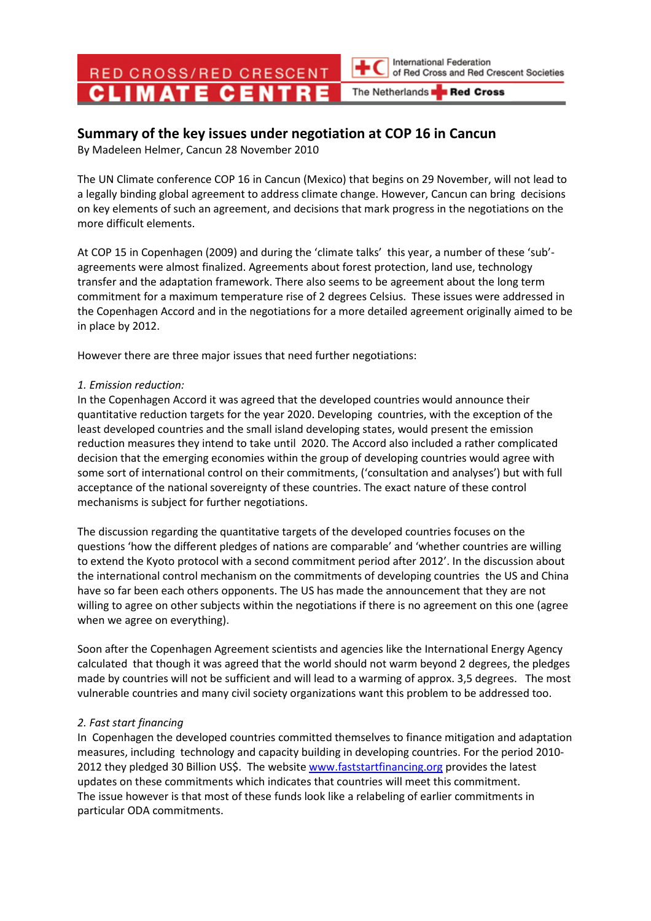RED CROSS/RED CRESCENT CLIMATE CENTRE

International Federation of Red Cross and Red Crescent Societies

The Netherlands Red Cross

## Summary of the key issues under negotiation at COP 16 in Cancun

By Madeleen Helmer, Cancun 28 November 2010

The UN Climate conference COP 16 in Cancun (Mexico) that begins on 29 November, will not lead to a legally binding global agreement to address climate change. However, Cancun can bring decisions on key elements of such an agreement, and decisions that mark progress in the negotiations on the more difficult elements.

At COP 15 in Copenhagen (2009) and during the 'climate talks' this year, a number of these 'sub'-agreements were almost finalized. Agreements about forest protection, land use, technology transfer and the adaptation framework. There also seems to be agreement about the long term commitment for a maximum temperature rise of 2 degrees Celsius. These issues were addressed in the Copenhagen Accord and in the negotiations for a more detailed agreement originally aimed to be in place by 2012.

However there are three major issues that need further negotiations:

*1. Emission reduction:*

In the Copenhagen Accord it was agreed that the developed countries would announce their quantitative reduction targets for the year 2020. Developing countries, with the exception of the least developed countries and the small island developing states, would present the emission reduction measures they intend to take until 2020. The Accord also included a rather complicated decision that the emerging economies within the group of developing countries would agree with some sort of international control on their commitments, ('consultation and analyses') but with full acceptance of the national sovereignty of these countries. The exact nature of these control mechanisms is subject for further negotiations.

The discussion regarding the quantitative targets of the developed countries focuses on the questions 'how the different pledges of nations are comparable' and 'whether countries are willing to extend the Kyoto protocol with a second commitment period after 2012'. In the discussion about the international control mechanism on the commitments of developing countries the US and China have so far been each others opponents. The US has made the announcement that they are not willing to agree on other subjects within the negotiations if there is no agreement on this one (agree when we agree on everything).

Soon after the Copenhagen Agreement scientists and agencies like the International Energy Agency calculated that though it was agreed that the world should not warm beyond 2 degrees, the pledges made by countries will not be sufficient and will lead to a warming of approx. 3,5 degrees. The most vulnerable countries and many civil society organizations want this problem to be addressed too.

*2. Fast start financing*

In Copenhagen the developed countries committed themselves to finance mitigation and adaptation measures, including technology and capacity building in developing countries. For the period 2010-2012 they pledged 30 Billion US$. The website [www.faststartfinancing.org](www.faststartfinancing.org) provides the latest updates on these commitments which indicates that countries will meet this commitment.
The issue however is that most of these funds look like a relabeling of earlier commitments in particular ODA commitments.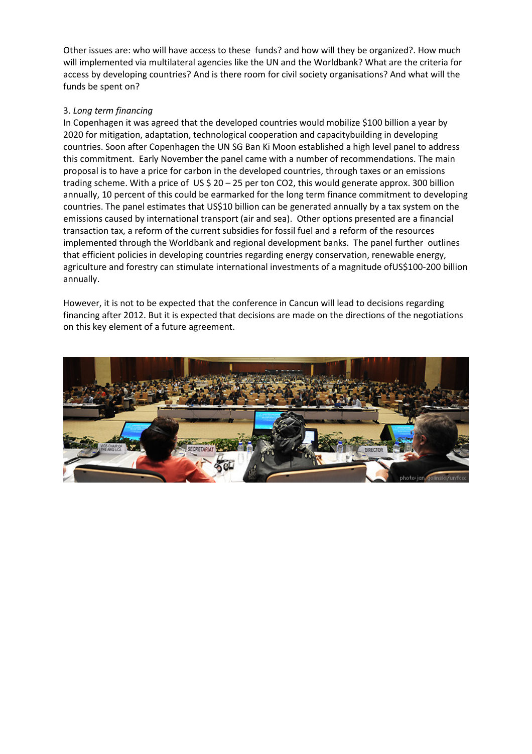Other issues are: who will have access to these funds? and how will they be organized?. How much will implemented via multilateral agencies like the UN and the Worldbank? What are the criteria for access by developing countries? And is there room for civil society organisations? And what will the funds be spent on?

3. *Long term financing*

In Copenhagen it was agreed that the developed countries would mobilize $100 billion a year by 2020 for mitigation, adaptation, technological cooperation and capacitybuilding in developing countries. Soon after Copenhagen the UN SG Ban Ki Moon established a high level panel to address this commitment. Early November the panel came with a number of recommendations. The main proposal is to have a price for carbon in the developed countries, through taxes or an emissions trading scheme. With a price of US $ 20 – 25 per ton CO2, this would generate approx. 300 billion annually, 10 percent of this could be earmarked for the long term finance commitment to developing countries. The panel estimates that US$10 billion can be generated annually by a tax system on the emissions caused by international transport (air and sea). Other options presented are a financial transaction tax, a reform of the current subsidies for fossil fuel and a reform of the resources implemented through the Worldbank and regional development banks. The panel further outlines that efficient policies in developing countries regarding energy conservation, renewable energy, agriculture and forestry can stimulate international investments of a magnitude ofUS$100-200 billion annually.

However, it is not to be expected that the conference in Cancun will lead to decisions regarding financing after 2012. But it is expected that decisions are made on the directions of the negotiations on this key element of a future agreement.